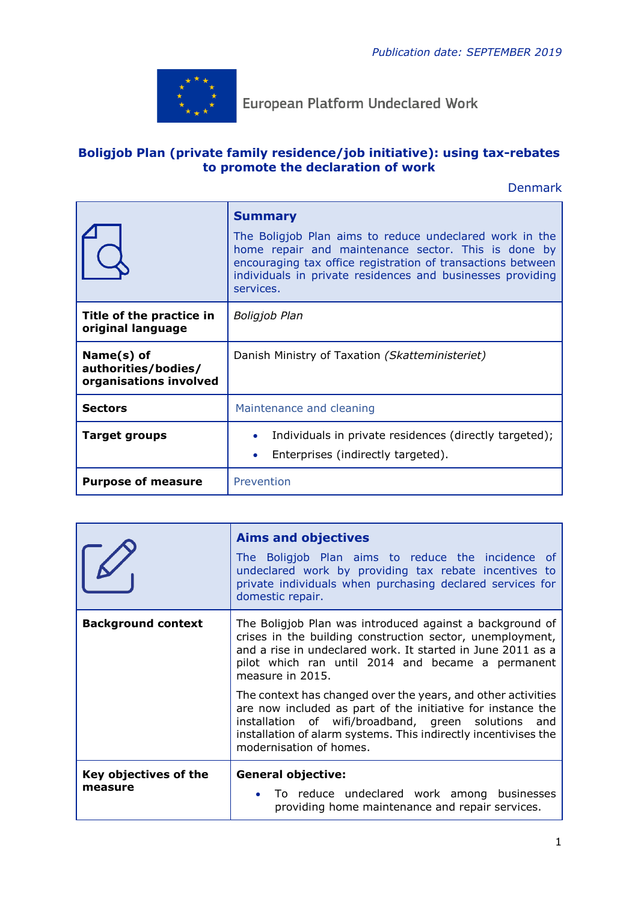*Publication date: SEPTEMBER 2019*

European Platform Undeclared Work

# Boligjob Plan (private family residence/job initiative): using tax-rebates to promote the declaration of work

Denmark

| | |
|---|---|
| | **Summary**<br>The Boligjob Plan aims to reduce undeclared work in the home repair and maintenance sector. This is done by encouraging tax office registration of transactions between individuals in private residences and businesses providing services. |
| **Title of the practice in original language** | *Boligjob Plan* |
| **Name(s) of authorities/bodies/ organisations involved** | Danish Ministry of Taxation *(Skatteministeriet)* |
| **Sectors** | Maintenance and cleaning |
| **Target groups** | • Individuals in private residences (directly targeted);<br>• Enterprises (indirectly targeted). |
| **Purpose of measure** | Prevention |

| | |
|---|---|
| | **Aims and objectives**<br>The Boligjob Plan aims to reduce the incidence of undeclared work by providing tax rebate incentives to private individuals when purchasing declared services for domestic repair. |
| **Background context** | The Boligjob Plan was introduced against a background of crises in the building construction sector, unemployment, and a rise in undeclared work. It started in June 2011 as a pilot which ran until 2014 and became a permanent measure in 2015.<br><br>The context has changed over the years, and other activities are now included as part of the initiative for instance the installation of wifi/broadband, green solutions and installation of alarm systems. This indirectly incentivises the modernisation of homes. |
| **Key objectives of the measure** | **General objective:**<br>• To reduce undeclared work among businesses providing home maintenance and repair services. |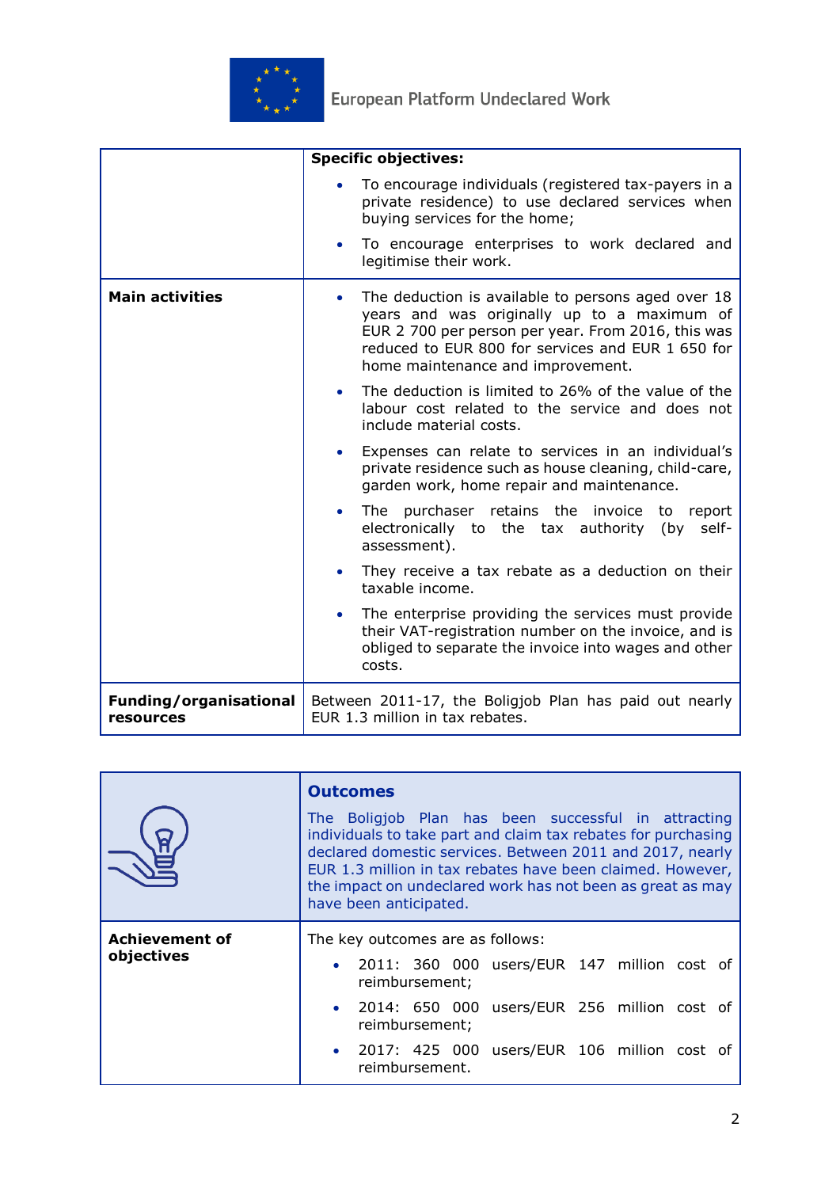| | |
|---|---|
| | **Specific objectives:**<br>• To encourage individuals (registered tax-payers in a private residence) to use declared services when buying services for the home;<br>• To encourage enterprises to work declared and legitimise their work. |
| **Main activities** | • The deduction is available to persons aged over 18 years and was originally up to a maximum of EUR 2 700 per person per year. From 2016, this was reduced to EUR 800 for services and EUR 1 650 for home maintenance and improvement.<br>• The deduction is limited to 26% of the value of the labour cost related to the service and does not include material costs.<br>• Expenses can relate to services in an individual's private residence such as house cleaning, child-care, garden work, home repair and maintenance.<br>• The purchaser retains the invoice to report electronically to the tax authority (by self-assessment).<br>• They receive a tax rebate as a deduction on their taxable income.<br>• The enterprise providing the services must provide their VAT-registration number on the invoice, and is obliged to separate the invoice into wages and other costs. |
| **Funding/organisational resources** | Between 2011-17, the Boligjob Plan has paid out nearly EUR 1.3 million in tax rebates. |

| | |
|---|---|
| | **Outcomes**<br>The Boligjob Plan has been successful in attracting individuals to take part and claim tax rebates for purchasing declared domestic services. Between 2011 and 2017, nearly EUR 1.3 million in tax rebates have been claimed. However, the impact on undeclared work has not been as great as may have been anticipated. |
| **Achievement of objectives** | The key outcomes are as follows:<br>• 2011: 360 000 users/EUR 147 million cost of reimbursement;<br>• 2014: 650 000 users/EUR 256 million cost of reimbursement;<br>• 2017: 425 000 users/EUR 106 million cost of reimbursement. |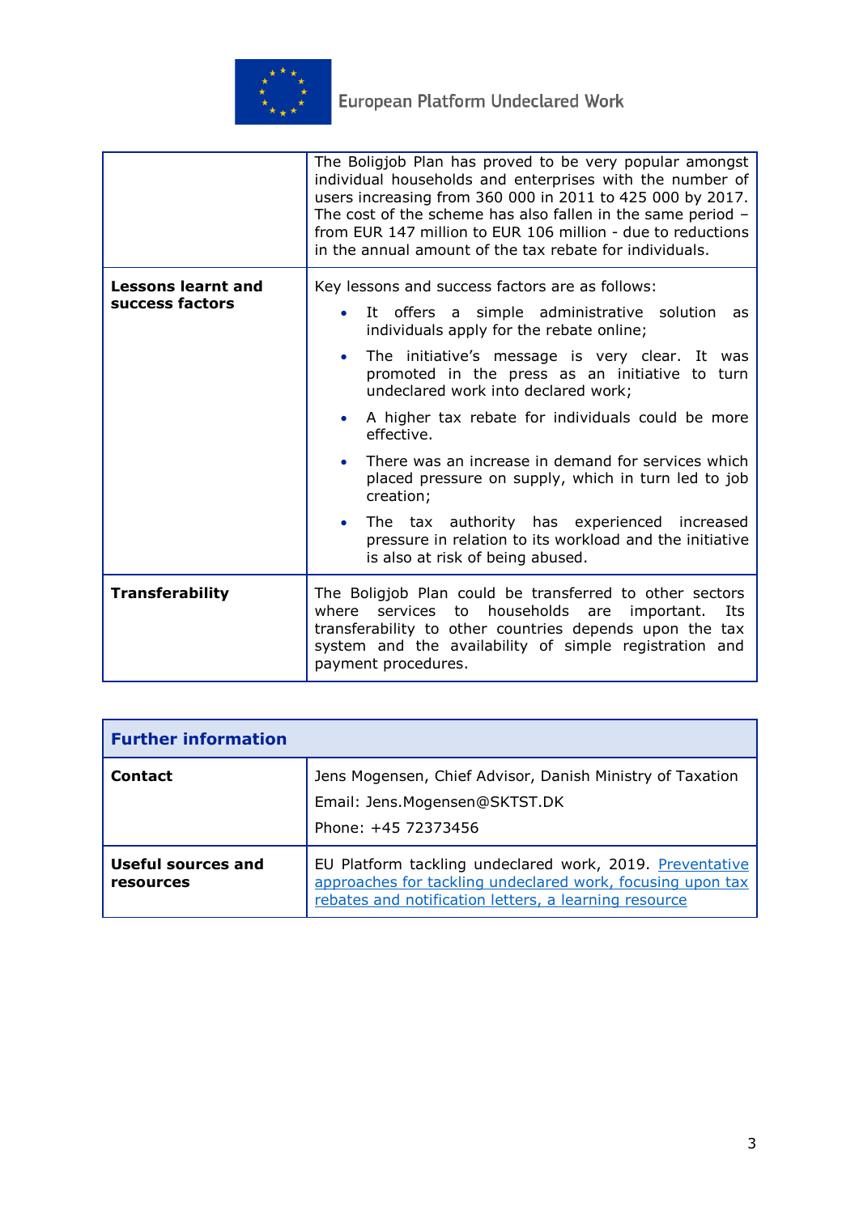| | |
|---|---|
| | The Boligjob Plan has proved to be very popular amongst individual households and enterprises with the number of users increasing from 360 000 in 2011 to 425 000 by 2017. The cost of the scheme has also fallen in the same period – from EUR 147 million to EUR 106 million - due to reductions in the annual amount of the tax rebate for individuals. |
| **Lessons learnt and success factors** | Key lessons and success factors are as follows:<br>• It offers a simple administrative solution as individuals apply for the rebate online;<br>• The initiative's message is very clear. It was promoted in the press as an initiative to turn undeclared work into declared work;<br>• A higher tax rebate for individuals could be more effective.<br>• There was an increase in demand for services which placed pressure on supply, which in turn led to job creation;<br>• The tax authority has experienced increased pressure in relation to its workload and the initiative is also at risk of being abused. |
| **Transferability** | The Boligjob Plan could be transferred to other sectors where services to households are important. Its transferability to other countries depends upon the tax system and the availability of simple registration and payment procedures. |

| **Further information** | |
|---|---|
| **Contact** | Jens Mogensen, Chief Advisor, Danish Ministry of Taxation<br>Email: Jens.Mogensen@SKTST.DK<br>Phone: +45 72373456 |
| **Useful sources and resources** | EU Platform tackling undeclared work, 2019. Preventative approaches for tackling undeclared work, focusing upon tax rebates and notification letters, a learning resource |